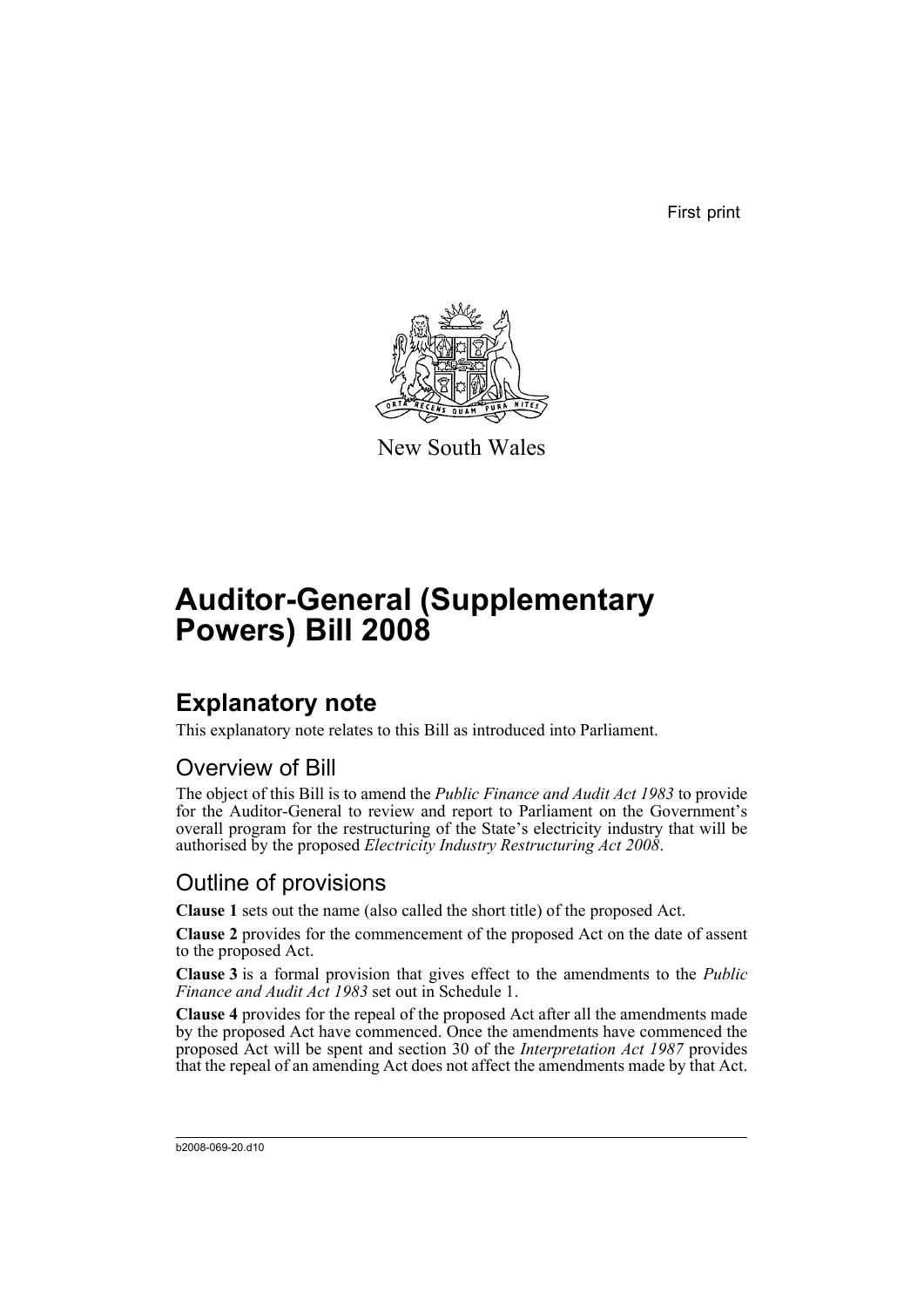First print

New South Wales

# Auditor-General (Supplementary Powers) Bill 2008

## Explanatory note

This explanatory note relates to this Bill as introduced into Parliament.

### Overview of Bill

The object of this Bill is to amend the *Public Finance and Audit Act 1983* to provide for the Auditor-General to review and report to Parliament on the Government's overall program for the restructuring of the State's electricity industry that will be authorised by the proposed *Electricity Industry Restructuring Act 2008*.

### Outline of provisions

**Clause 1** sets out the name (also called the short title) of the proposed Act.

**Clause 2** provides for the commencement of the proposed Act on the date of assent to the proposed Act.

**Clause 3** is a formal provision that gives effect to the amendments to the *Public Finance and Audit Act 1983* set out in Schedule 1.

**Clause 4** provides for the repeal of the proposed Act after all the amendments made by the proposed Act have commenced. Once the amendments have commenced the proposed Act will be spent and section 30 of the *Interpretation Act 1987* provides that the repeal of an amending Act does not affect the amendments made by that Act.

b2008-069-20.d10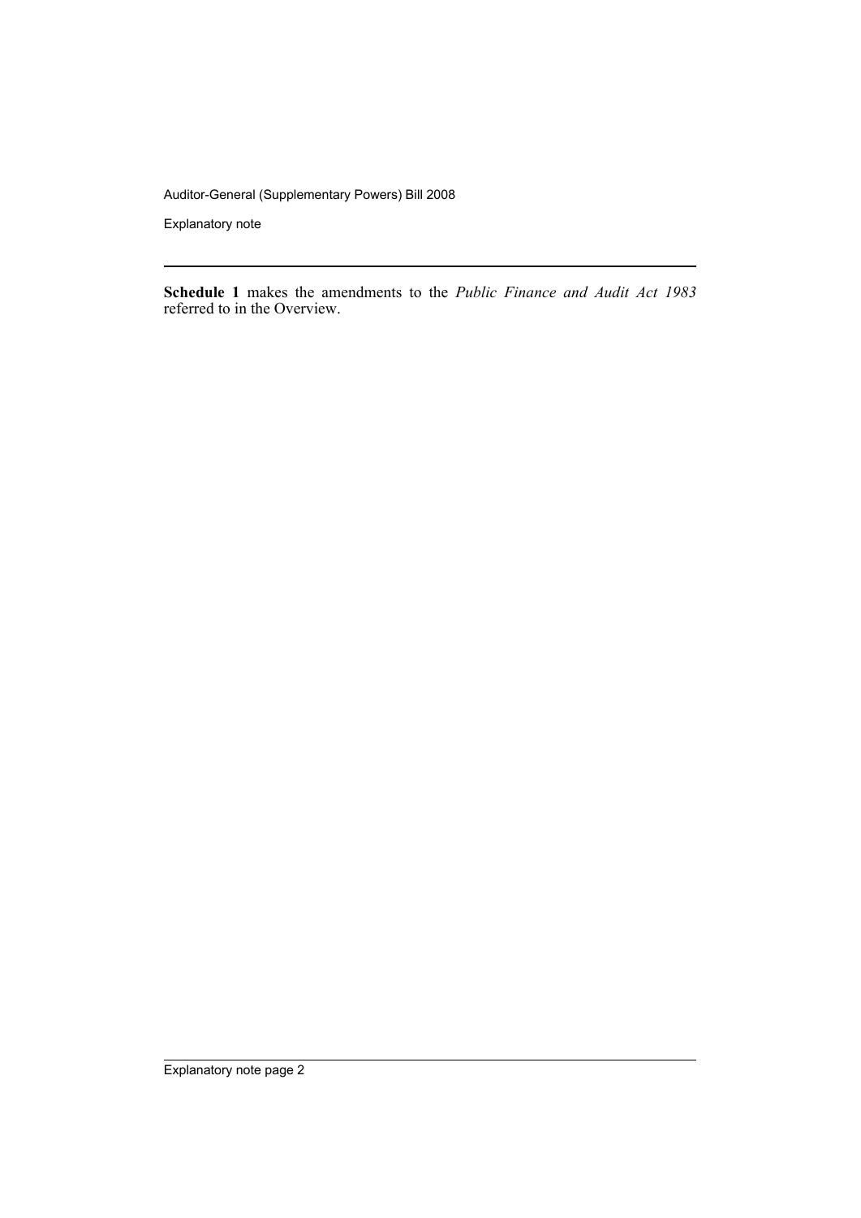**Schedule 1** makes the amendments to the *Public Finance and Audit Act 1983* referred to in the Overview.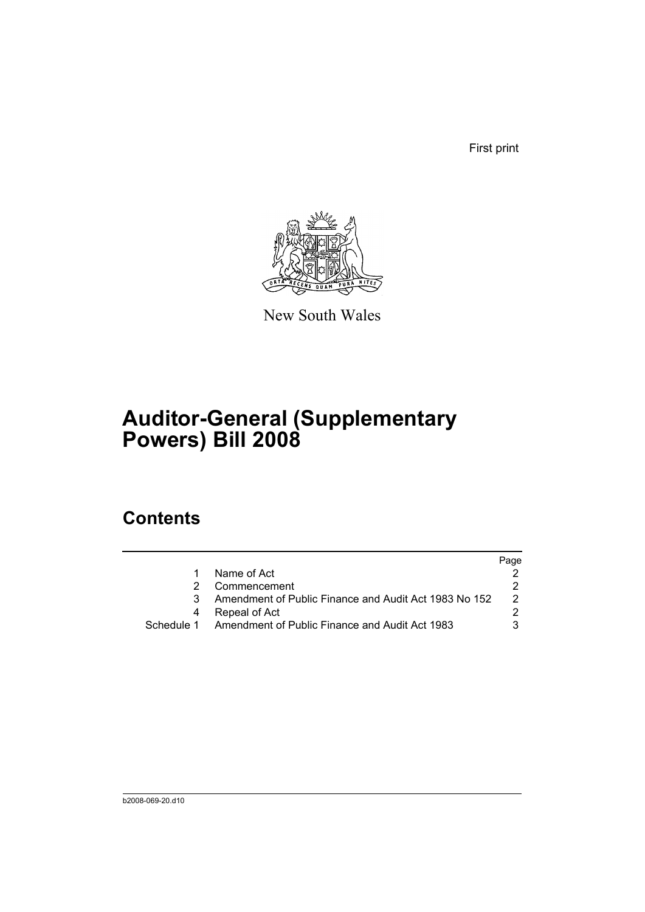First print

New South Wales

# Auditor-General (Supplementary Powers) Bill 2008

## Contents

| | | Page |
|---|---|---|
| 1 | Name of Act | 2 |
| 2 | Commencement | 2 |
| 3 | Amendment of Public Finance and Audit Act 1983 No 152 | 2 |
| 4 | Repeal of Act | 2 |
| Schedule 1 | Amendment of Public Finance and Audit Act 1983 | 3 |

b2008-069-20.d10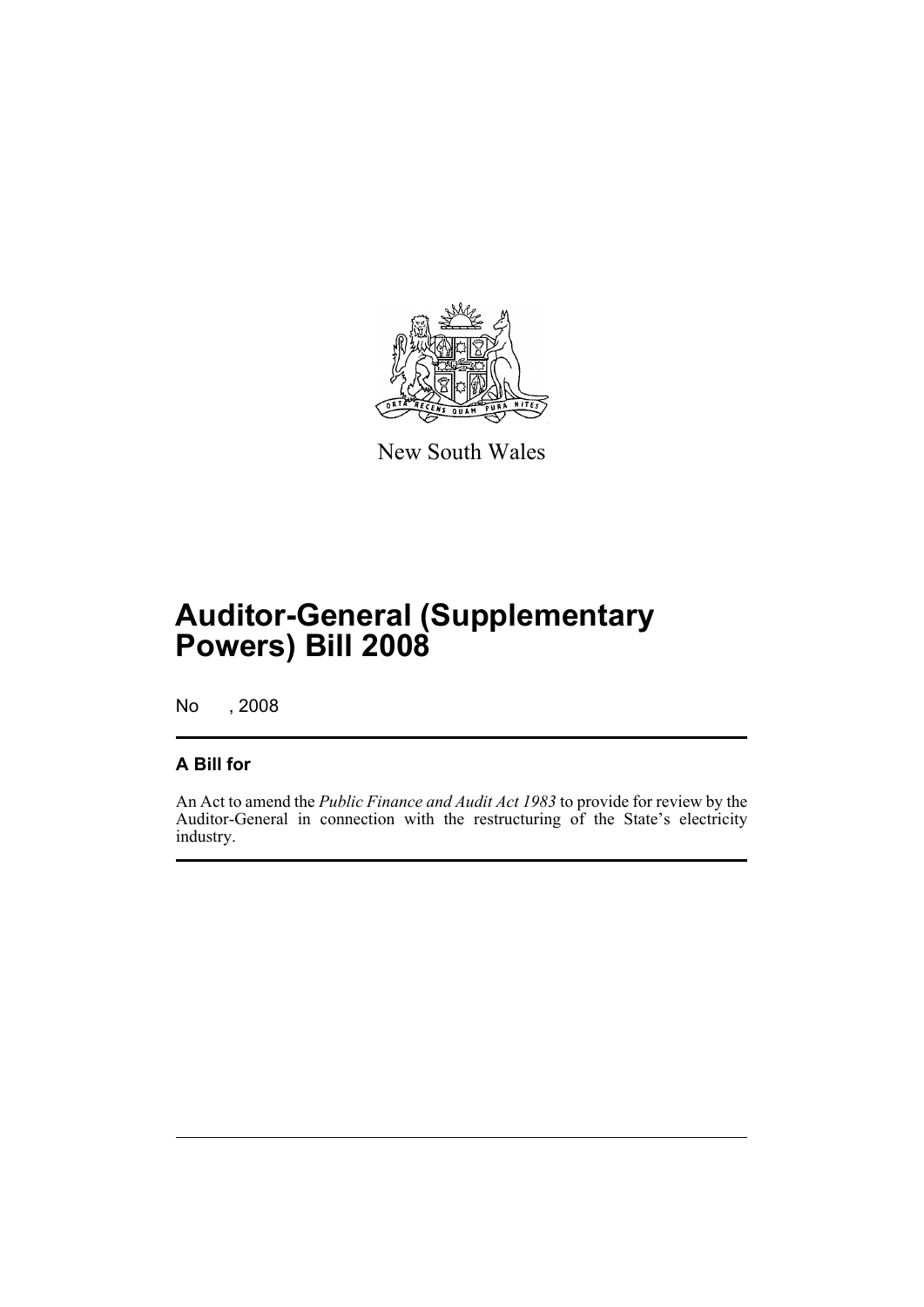New South Wales

# Auditor-General (Supplementary Powers) Bill 2008

No , 2008

## A Bill for

An Act to amend the *Public Finance and Audit Act 1983* to provide for review by the Auditor-General in connection with the restructuring of the State's electricity industry.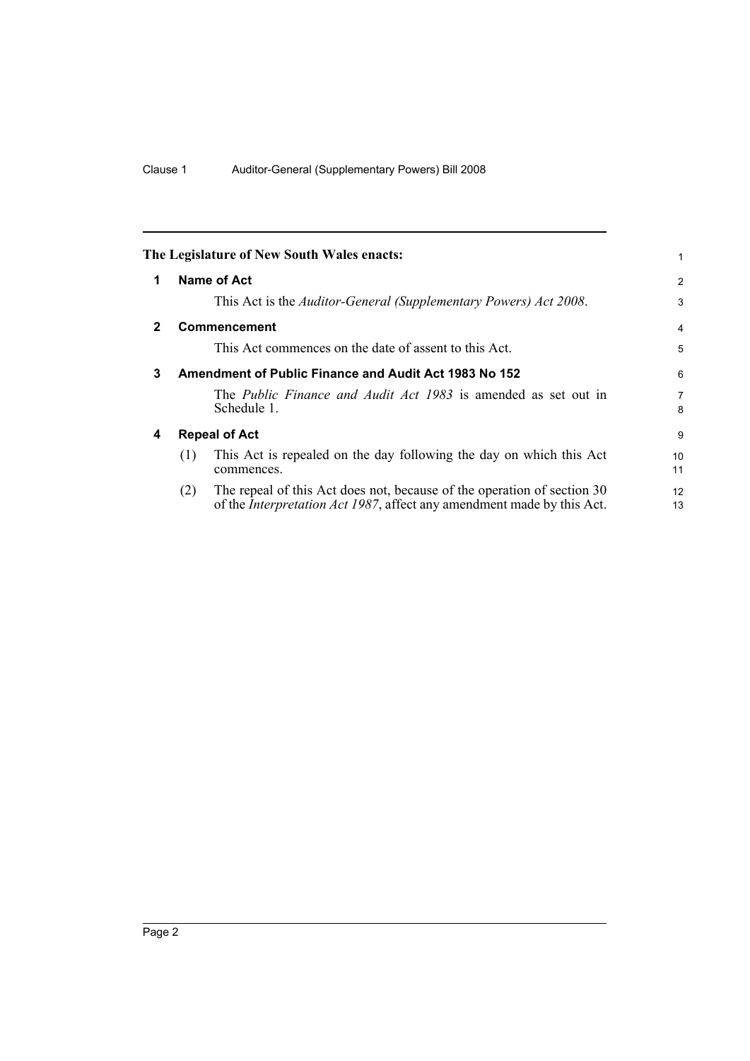The Legislature of New South Wales enacts:

## 1 Name of Act

This Act is the *Auditor-General (Supplementary Powers) Act 2008*.

## 2 Commencement

This Act commences on the date of assent to this Act.

## 3 Amendment of Public Finance and Audit Act 1983 No 152

The *Public Finance and Audit Act 1983* is amended as set out in Schedule 1.

## 4 Repeal of Act

(1) This Act is repealed on the day following the day on which this Act commences.

(2) The repeal of this Act does not, because of the operation of section 30 of the *Interpretation Act 1987*, affect any amendment made by this Act.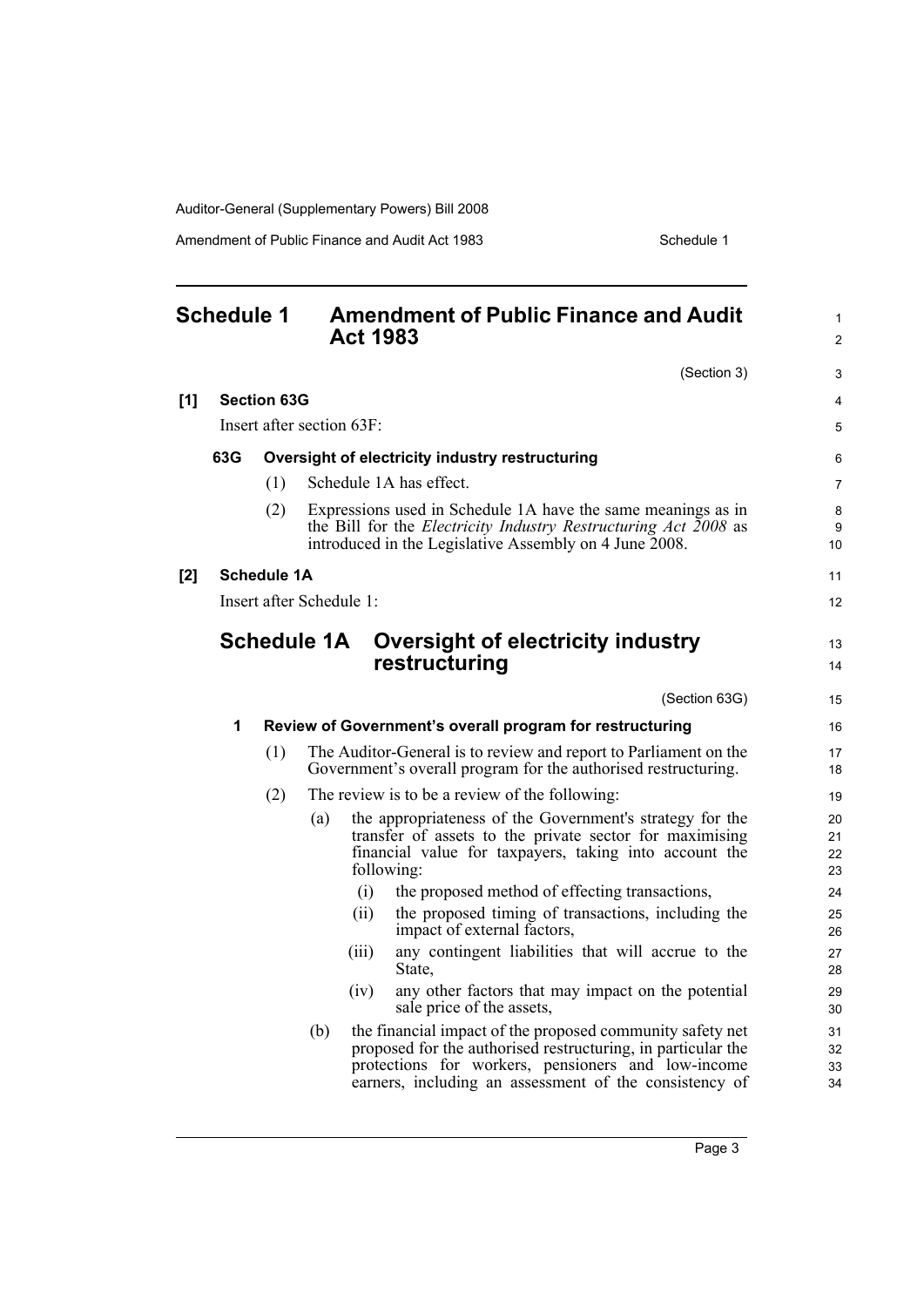# Schedule 1 Amendment of Public Finance and Audit Act 1983

(Section 3)

**[1] Section 63G**

Insert after section 63F:

### 63G Oversight of electricity industry restructuring

(1) Schedule 1A has effect.

(2) Expressions used in Schedule 1A have the same meanings as in the Bill for the *Electricity Industry Restructuring Act 2008* as introduced in the Legislative Assembly on 4 June 2008.

**[2] Schedule 1A**

Insert after Schedule 1:

## Schedule 1A Oversight of electricity industry restructuring

(Section 63G)

### 1 Review of Government's overall program for restructuring

(1) The Auditor-General is to review and report to Parliament on the Government's overall program for the authorised restructuring.

(2) The review is to be a review of the following:

(a) the appropriateness of the Government's strategy for the transfer of assets to the private sector for maximising financial value for taxpayers, taking into account the following:

(i) the proposed method of effecting transactions,

(ii) the proposed timing of transactions, including the impact of external factors,

(iii) any contingent liabilities that will accrue to the State,

(iv) any other factors that may impact on the potential sale price of the assets,

(b) the financial impact of the proposed community safety net proposed for the authorised restructuring, in particular the protections for workers, pensioners and low-income earners, including an assessment of the consistency of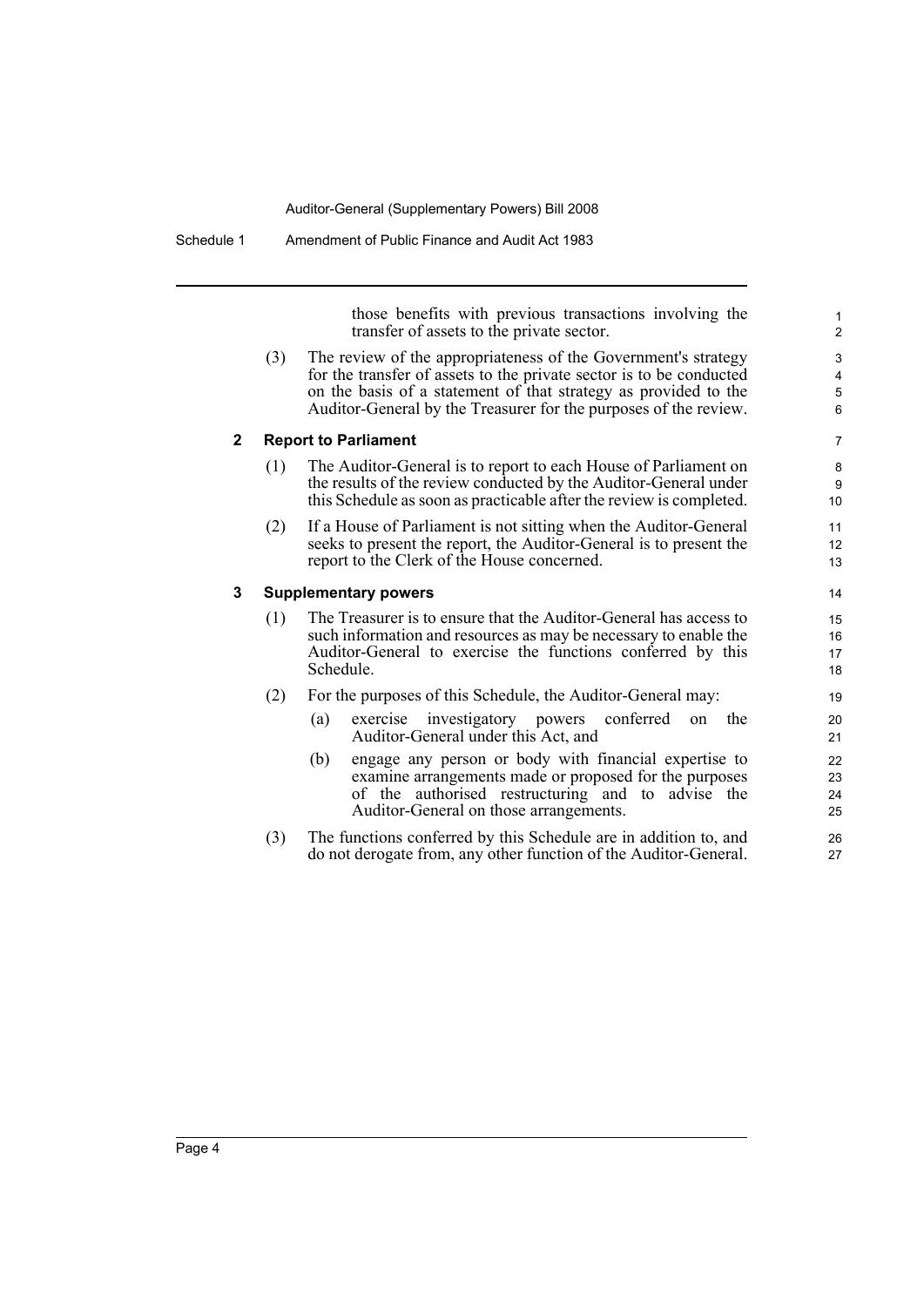those benefits with previous transactions involving the transfer of assets to the private sector.

(3) The review of the appropriateness of the Government's strategy for the transfer of assets to the private sector is to be conducted on the basis of a statement of that strategy as provided to the Auditor-General by the Treasurer for the purposes of the review.

**2 Report to Parliament**

(1) The Auditor-General is to report to each House of Parliament on the results of the review conducted by the Auditor-General under this Schedule as soon as practicable after the review is completed.

(2) If a House of Parliament is not sitting when the Auditor-General seeks to present the report, the Auditor-General is to present the report to the Clerk of the House concerned.

**3 Supplementary powers**

(1) The Treasurer is to ensure that the Auditor-General has access to such information and resources as may be necessary to enable the Auditor-General to exercise the functions conferred by this Schedule.

(2) For the purposes of this Schedule, the Auditor-General may:

- (a) exercise investigatory powers conferred on the Auditor-General under this Act, and
- (b) engage any person or body with financial expertise to examine arrangements made or proposed for the purposes of the authorised restructuring and to advise the Auditor-General on those arrangements.

(3) The functions conferred by this Schedule are in addition to, and do not derogate from, any other function of the Auditor-General.